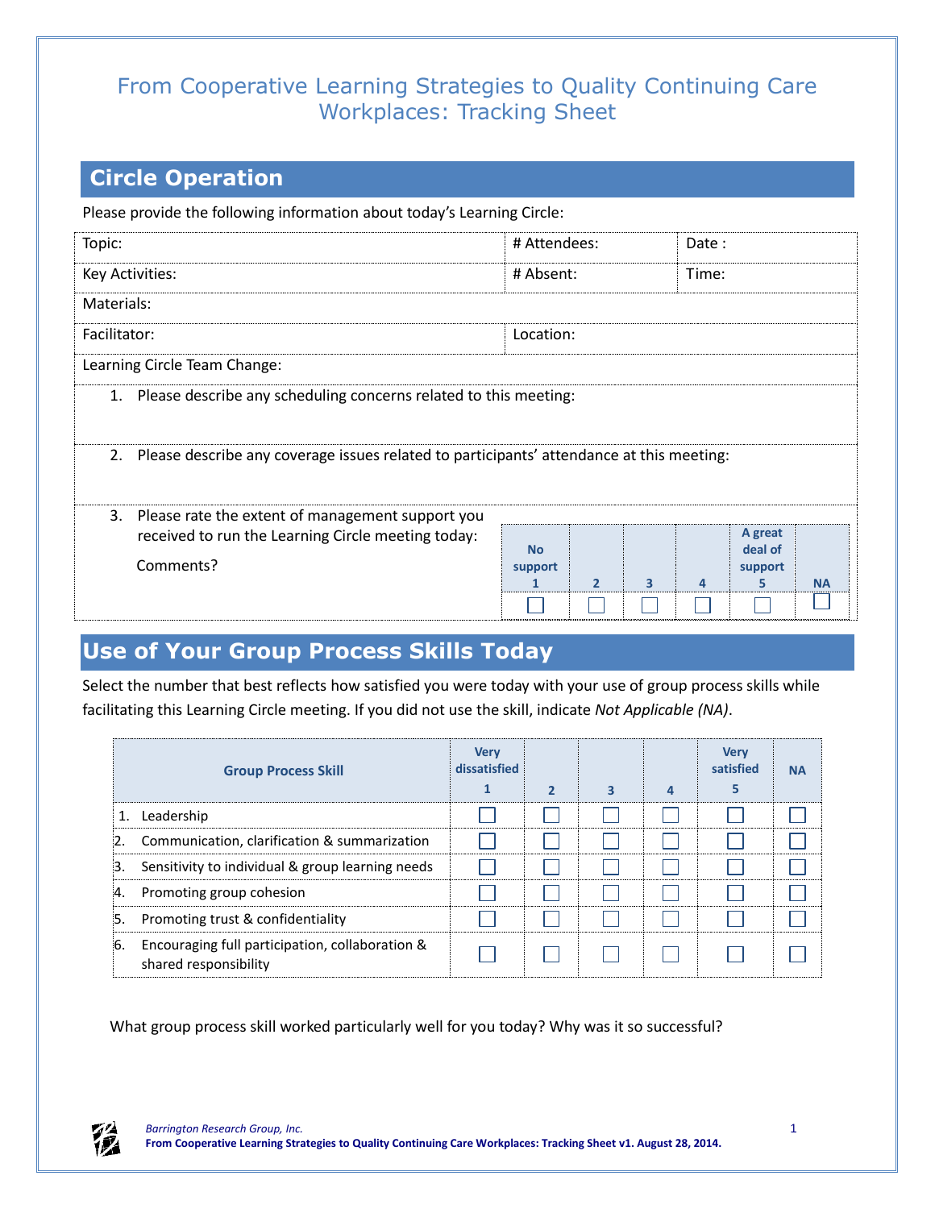# From Cooperative Learning Strategies to Quality Continuing Care Workplaces: Tracking Sheet

## Circle Operation

Please provide the following information about today's Learning Circle:

| Topic: | # Attendees: | Date : |
|---|---|---|
| Key Activities: | # Absent: | Time: |
| Materials: | | |
| Facilitator: | Location: | |
| Learning Circle Team Change: | | |

1. Please describe any scheduling concerns related to this meeting:

2. Please describe any coverage issues related to participants' attendance at this meeting:

3. Please rate the extent of management support you received to run the Learning Circle meeting today:

   Comments?

| No support 1 | 2 | 3 | 4 | A great deal of support 5 | NA |
|---|---|---|---|---|---|
| ☐ | ☐ | ☐ | ☐ | ☐ | ☐ |

## Use of Your Group Process Skills Today

Select the number that best reflects how satisfied you were today with your use of group process skills while facilitating this Learning Circle meeting. If you did not use the skill, indicate *Not Applicable (NA)*.

| Group Process Skill | Very dissatisfied 1 | 2 | 3 | 4 | Very satisfied 5 | NA |
|---|---|---|---|---|---|---|
| 1. Leadership | ☐ | ☐ | ☐ | ☐ | ☐ | ☐ |
| 2. Communication, clarification & summarization | ☐ | ☐ | ☐ | ☐ | ☐ | ☐ |
| 3. Sensitivity to individual & group learning needs | ☐ | ☐ | ☐ | ☐ | ☐ | ☐ |
| 4. Promoting group cohesion | ☐ | ☐ | ☐ | ☐ | ☐ | ☐ |
| 5. Promoting trust & confidentiality | ☐ | ☐ | ☐ | ☐ | ☐ | ☐ |
| 6. Encouraging full participation, collaboration & shared responsibility | ☐ | ☐ | ☐ | ☐ | ☐ | ☐ |

What group process skill worked particularly well for you today? Why was it so successful?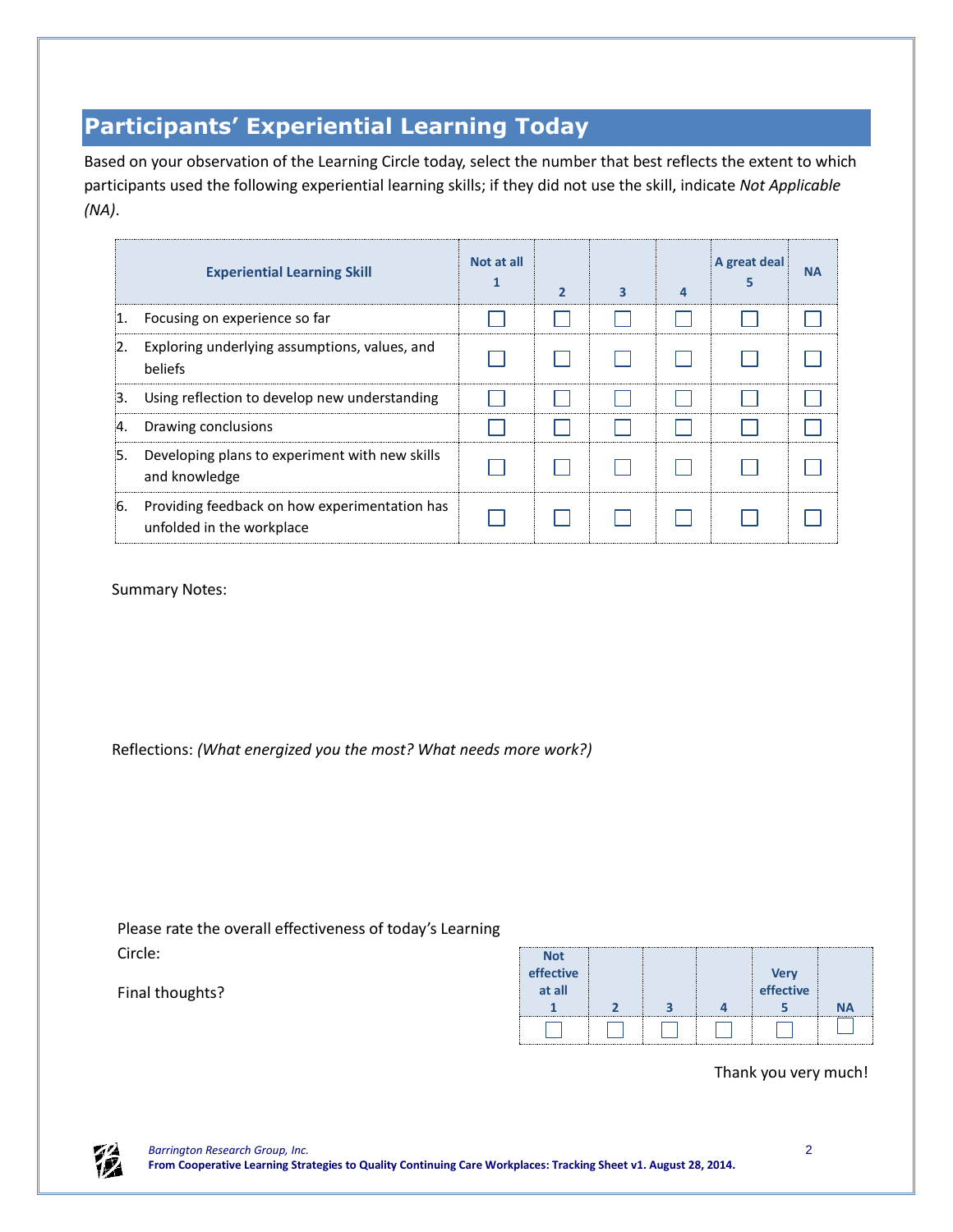## Participants' Experiential Learning Today

Based on your observation of the Learning Circle today, select the number that best reflects the extent to which participants used the following experiential learning skills; if they did not use the skill, indicate *Not Applicable (NA)*.

| Experiential Learning Skill | Not at all 1 | 2 | 3 | 4 | A great deal 5 | NA |
|---|---|---|---|---|---|---|
| 1. Focusing on experience so far | ☐ | ☐ | ☐ | ☐ | ☐ | ☐ |
| 2. Exploring underlying assumptions, values, and beliefs | ☐ | ☐ | ☐ | ☐ | ☐ | ☐ |
| 3. Using reflection to develop new understanding | ☐ | ☐ | ☐ | ☐ | ☐ | ☐ |
| 4. Drawing conclusions | ☐ | ☐ | ☐ | ☐ | ☐ | ☐ |
| 5. Developing plans to experiment with new skills and knowledge | ☐ | ☐ | ☐ | ☐ | ☐ | ☐ |
| 6. Providing feedback on how experimentation has unfolded in the workplace | ☐ | ☐ | ☐ | ☐ | ☐ | ☐ |

Summary Notes:

Reflections: *(What energized you the most? What needs more work?)*

Please rate the overall effectiveness of today's Learning Circle:

| Not effective at all 1 | 2 | 3 | 4 | Very effective 5 | NA |
|---|---|---|---|---|---|
| ☐ | ☐ | ☐ | ☐ | ☐ | ☐ |

Final thoughts?

Thank you very much!

*Barrington Research Group, Inc.*

**From Cooperative Learning Strategies to Quality Continuing Care Workplaces: Tracking Sheet v1. August 28, 2014.**